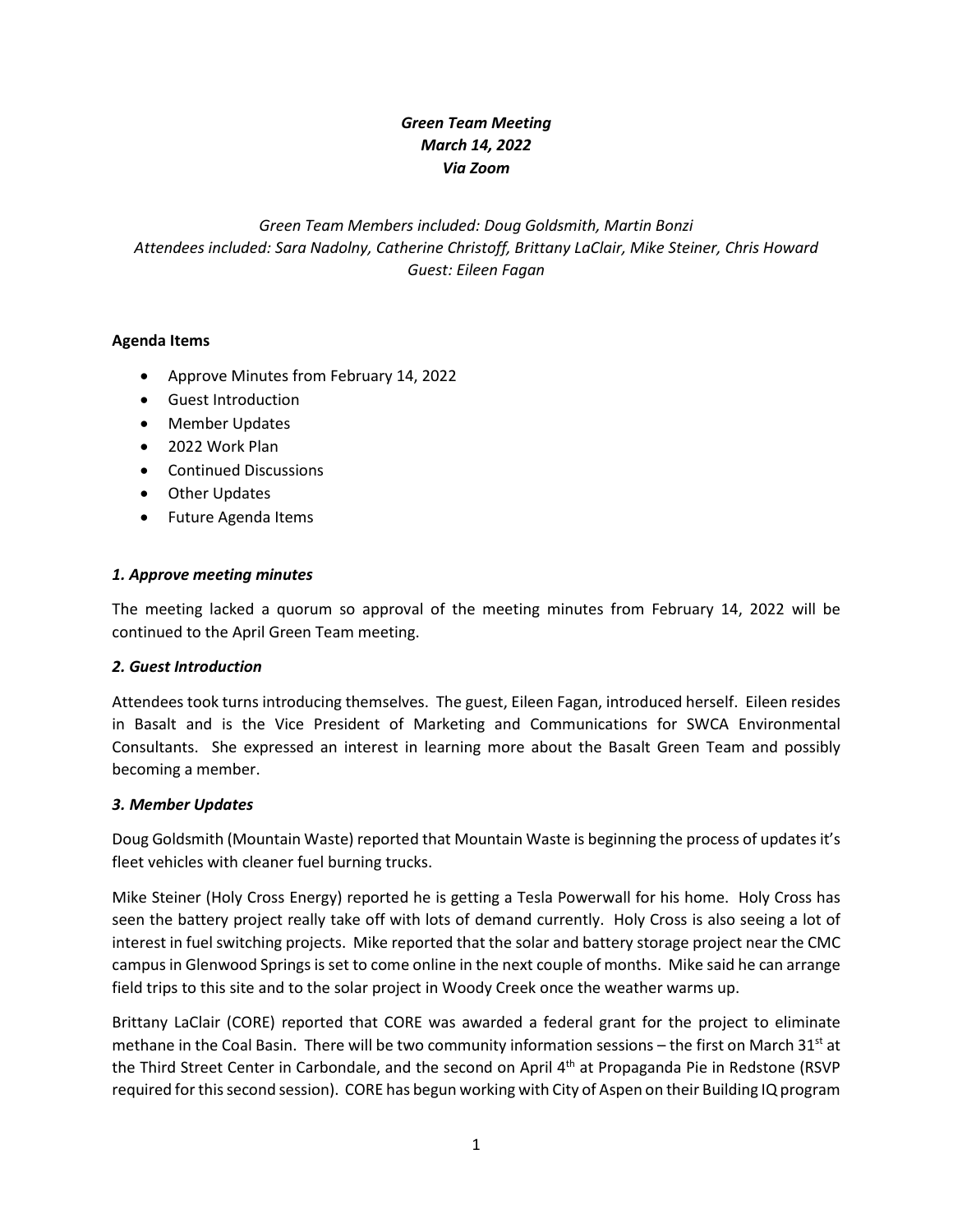***Green Team Meeting***
***March 14, 2022***
***Via Zoom***

*Green Team Members included: Doug Goldsmith, Martin Bonzi*
*Attendees included: Sara Nadolny, Catherine Christoff, Brittany LaClair, Mike Steiner, Chris Howard*
*Guest: Eileen Fagan*

**Agenda Items**

- Approve Minutes from February 14, 2022
- Guest Introduction
- Member Updates
- 2022 Work Plan
- Continued Discussions
- Other Updates
- Future Agenda Items

***1. Approve meeting minutes***

The meeting lacked a quorum so approval of the meeting minutes from February 14, 2022 will be continued to the April Green Team meeting.

***2. Guest Introduction***

Attendees took turns introducing themselves. The guest, Eileen Fagan, introduced herself. Eileen resides in Basalt and is the Vice President of Marketing and Communications for SWCA Environmental Consultants. She expressed an interest in learning more about the Basalt Green Team and possibly becoming a member.

***3. Member Updates***

Doug Goldsmith (Mountain Waste) reported that Mountain Waste is beginning the process of updates it's fleet vehicles with cleaner fuel burning trucks.

Mike Steiner (Holy Cross Energy) reported he is getting a Tesla Powerwall for his home. Holy Cross has seen the battery project really take off with lots of demand currently. Holy Cross is also seeing a lot of interest in fuel switching projects. Mike reported that the solar and battery storage project near the CMC campus in Glenwood Springs is set to come online in the next couple of months. Mike said he can arrange field trips to this site and to the solar project in Woody Creek once the weather warms up.

Brittany LaClair (CORE) reported that CORE was awarded a federal grant for the project to eliminate methane in the Coal Basin. There will be two community information sessions – the first on March 31st at the Third Street Center in Carbondale, and the second on April 4th at Propaganda Pie in Redstone (RSVP required for this second session). CORE has begun working with City of Aspen on their Building IQ program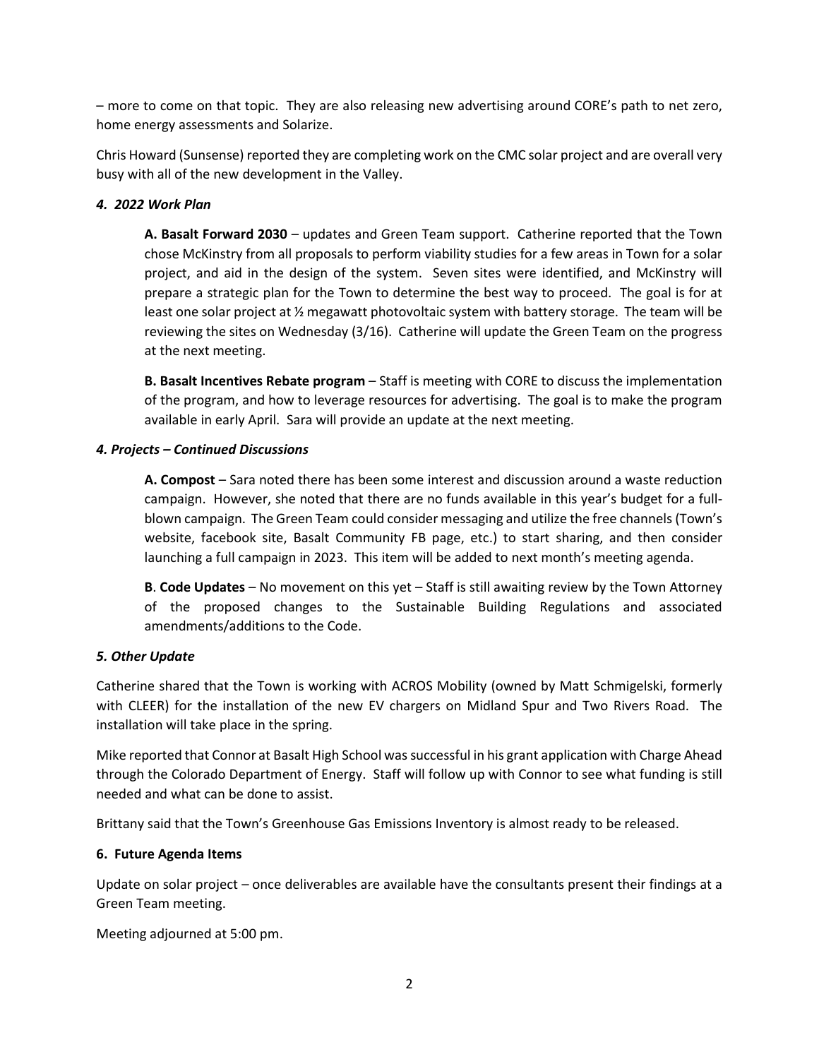– more to come on that topic. They are also releasing new advertising around CORE's path to net zero, home energy assessments and Solarize.

Chris Howard (Sunsense) reported they are completing work on the CMC solar project and are overall very busy with all of the new development in the Valley.

### *4. 2022 Work Plan*

**A. Basalt Forward 2030** – updates and Green Team support. Catherine reported that the Town chose McKinstry from all proposals to perform viability studies for a few areas in Town for a solar project, and aid in the design of the system. Seven sites were identified, and McKinstry will prepare a strategic plan for the Town to determine the best way to proceed. The goal is for at least one solar project at ½ megawatt photovoltaic system with battery storage. The team will be reviewing the sites on Wednesday (3/16). Catherine will update the Green Team on the progress at the next meeting.

**B. Basalt Incentives Rebate program** – Staff is meeting with CORE to discuss the implementation of the program, and how to leverage resources for advertising. The goal is to make the program available in early April. Sara will provide an update at the next meeting.

### *4. Projects – Continued Discussions*

**A. Compost** – Sara noted there has been some interest and discussion around a waste reduction campaign. However, she noted that there are no funds available in this year's budget for a full-blown campaign. The Green Team could consider messaging and utilize the free channels (Town's website, facebook site, Basalt Community FB page, etc.) to start sharing, and then consider launching a full campaign in 2023. This item will be added to next month's meeting agenda.

**B**. **Code Updates** – No movement on this yet – Staff is still awaiting review by the Town Attorney of the proposed changes to the Sustainable Building Regulations and associated amendments/additions to the Code.

### *5. Other Update*

Catherine shared that the Town is working with ACROS Mobility (owned by Matt Schmigelski, formerly with CLEER) for the installation of the new EV chargers on Midland Spur and Two Rivers Road. The installation will take place in the spring.

Mike reported that Connor at Basalt High School was successful in his grant application with Charge Ahead through the Colorado Department of Energy. Staff will follow up with Connor to see what funding is still needed and what can be done to assist.

Brittany said that the Town's Greenhouse Gas Emissions Inventory is almost ready to be released.

### 6. Future Agenda Items

Update on solar project – once deliverables are available have the consultants present their findings at a Green Team meeting.

Meeting adjourned at 5:00 pm.